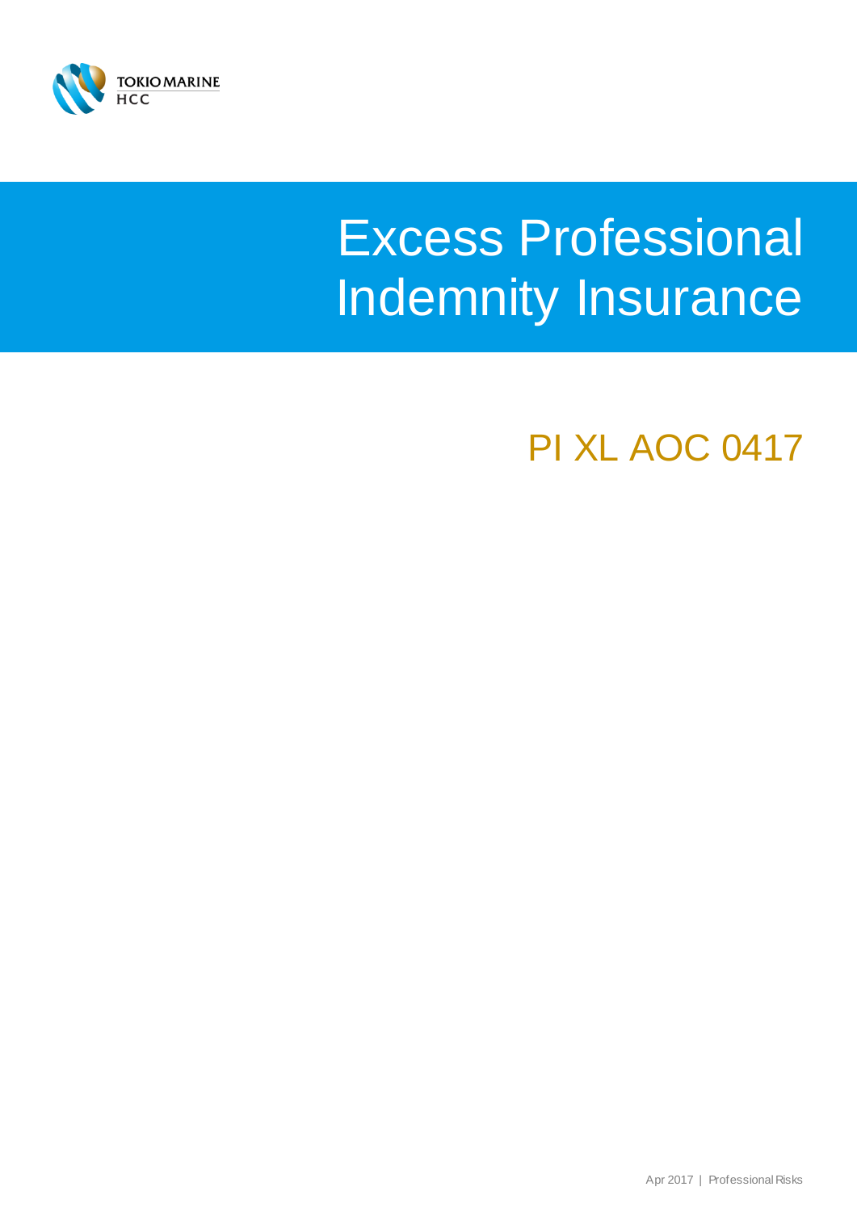TOKIO MARINE HCC

# Excess Professional Indemnity Insurance

## PI XL AOC 0417

Apr 2017 | Professional Risks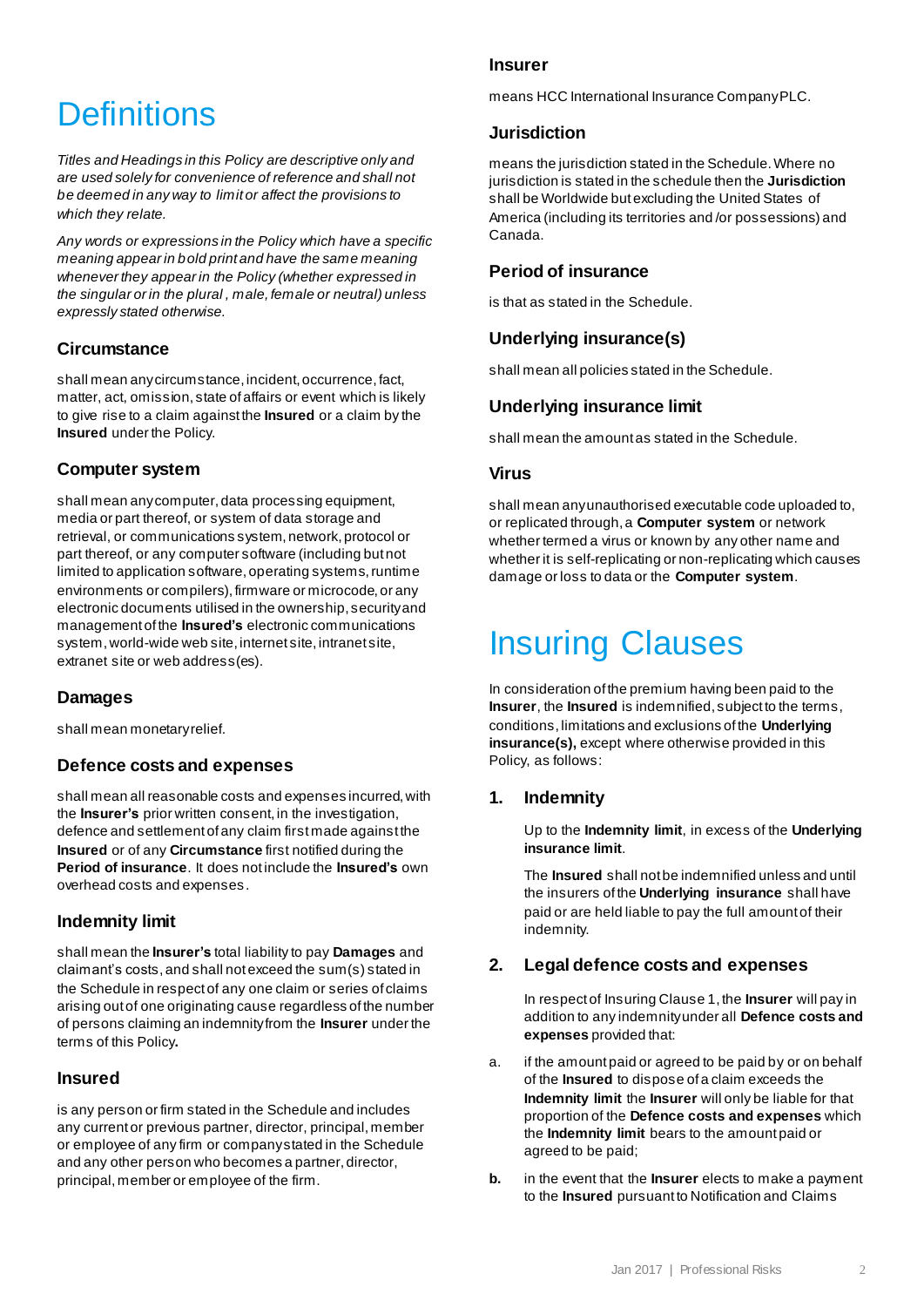# Definitions

*Titles and Headings in this Policy are descriptive only and are used solely for convenience of reference and shall not be deemed in any way to limit or affect the provisions to which they relate.*

*Any words or expressions in the Policy which have a specific meaning appear in bold print and have the same meaning whenever they appear in the Policy (whether expressed in the singular or in the plural , male, female or neutral) unless expressly stated otherwise.*

### Circumstance

shall mean any circumstance, incident, occurrence, fact, matter, act, omission, state of affairs or event which is likely to give rise to a claim against the **Insured** or a claim by the **Insured** under the Policy.

### Computer system

shall mean any computer, data processing equipment, media or part thereof, or system of data storage and retrieval, or communications system, network, protocol or part thereof, or any computer software (including but not limited to application software, operating systems, runtime environments or compilers), firmware or microcode, or any electronic documents utilised in the ownership, security and management of the **Insured's** electronic communications system, world-wide web site, internet site, intranet site, extranet site or web address(es).

### Damages

shall mean monetary relief.

### Defence costs and expenses

shall mean all reasonable costs and expenses incurred, with the **Insurer's** prior written consent, in the investigation, defence and settlement of any claim first made against the **Insured** or of any **Circumstance** first notified during the **Period of insurance**. It does not include the **Insured's** own overhead costs and expenses.

### Indemnity limit

shall mean the **Insurer's** total liability to pay **Damages** and claimant's costs, and shall not exceed the sum(s) stated in the Schedule in respect of any one claim or series of claims arising out of one originating cause regardless of the number of persons claiming an indemnity from the **Insurer** under the terms of this Policy**.**

### Insured

is any person or firm stated in the Schedule and includes any current or previous partner, director, principal, member or employee of any firm or company stated in the Schedule and any other person who becomes a partner, director, principal, member or employee of the firm.

### Insurer

means HCC International Insurance Company PLC.

### Jurisdiction

means the jurisdiction stated in the Schedule. Where no jurisdiction is stated in the schedule then the **Jurisdiction** shall be Worldwide but excluding the United States of America (including its territories and /or possessions) and Canada.

### Period of insurance

is that as stated in the Schedule.

### Underlying insurance(s)

shall mean all policies stated in the Schedule.

### Underlying insurance limit

shall mean the amount as stated in the Schedule.

### Virus

shall mean any unauthorised executable code uploaded to, or replicated through, a **Computer system** or network whether termed a virus or known by any other name and whether it is self-replicating or non-replicating which causes damage or loss to data or the **Computer system**.

# Insuring Clauses

In consideration of the premium having been paid to the **Insurer**, the **Insured** is indemnified, subject to the terms, conditions, limitations and exclusions of the **Underlying insurance(s),** except where otherwise provided in this Policy, as follows:

### 1. Indemnity

Up to the **Indemnity limit**, in excess of the **Underlying insurance limit**.

The **Insured** shall not be indemnified unless and until the insurers of the **Underlying insurance** shall have paid or are held liable to pay the full amount of their indemnity.

### 2. Legal defence costs and expenses

In respect of Insuring Clause 1, the **Insurer** will pay in addition to any indemnity under all **Defence costs and expenses** provided that:

a. if the amount paid or agreed to be paid by or on behalf of the **Insured** to dispose of a claim exceeds the **Indemnity limit** the **Insurer** will only be liable for that proportion of the **Defence costs and expenses** which the **Indemnity limit** bears to the amount paid or agreed to be paid;

**b.** in the event that the **Insurer** elects to make a payment to the **Insured** pursuant to Notification and Claims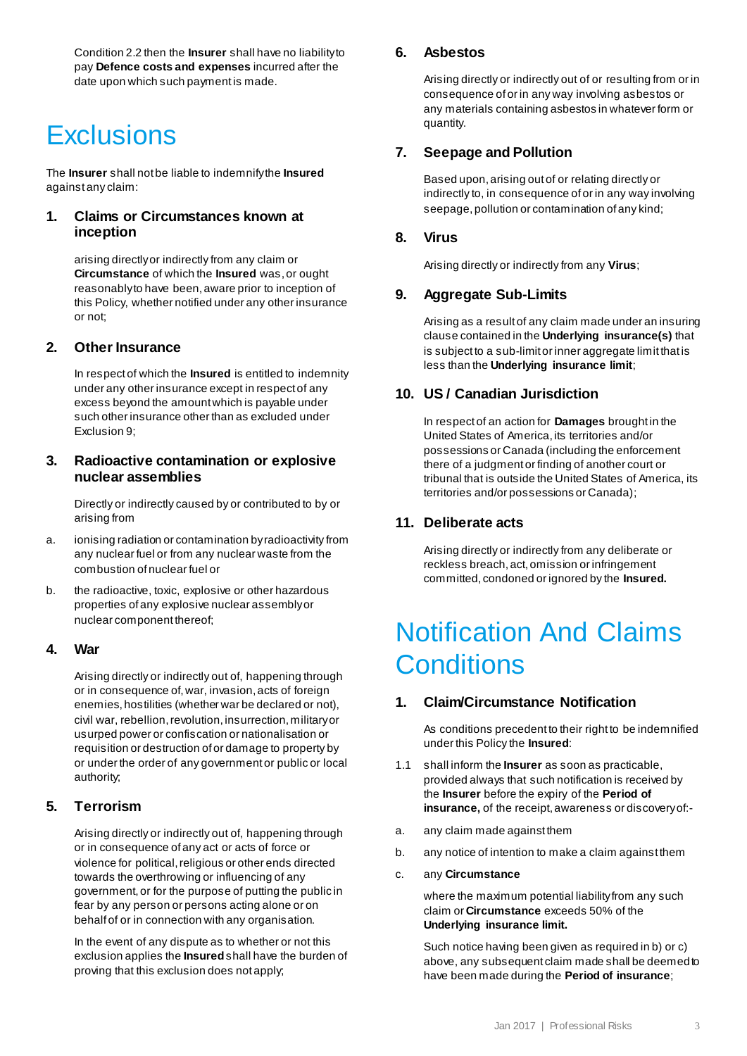Condition 2.2 then the **Insurer** shall have no liability to pay **Defence costs and expenses** incurred after the date upon which such payment is made.

# Exclusions

The **Insurer** shall not be liable to indemnify the **Insured** against any claim:

### 1. Claims or Circumstances known at inception

arising directly or indirectly from any claim or **Circumstance** of which the **Insured** was, or ought reasonably to have been, aware prior to inception of this Policy, whether notified under any other insurance or not;

### 2. Other Insurance

In respect of which the **Insured** is entitled to indemnity under any other insurance except in respect of any excess beyond the amount which is payable under such other insurance other than as excluded under Exclusion 9;

### 3. Radioactive contamination or explosive nuclear assemblies

Directly or indirectly caused by or contributed to by or arising from

a. ionising radiation or contamination by radioactivity from any nuclear fuel or from any nuclear waste from the combustion of nuclear fuel or

b. the radioactive, toxic, explosive or other hazardous properties of any explosive nuclear assembly or nuclear component thereof;

### 4. War

Arising directly or indirectly out of, happening through or in consequence of, war, invasion, acts of foreign enemies, hostilities (whether war be declared or not), civil war, rebellion, revolution, insurrection, military or usurped power or confiscation or nationalisation or requisition or destruction of or damage to property by or under the order of any government or public or local authority;

### 5. Terrorism

Arising directly or indirectly out of, happening through or in consequence of any act or acts of force or violence for political, religious or other ends directed towards the overthrowing or influencing of any government, or for the purpose of putting the public in fear by any person or persons acting alone or on behalf of or in connection with any organisation.

In the event of any dispute as to whether or not this exclusion applies the **Insured** shall have the burden of proving that this exclusion does not apply;

### 6. Asbestos

Arising directly or indirectly out of or resulting from or in consequence of or in any way involving asbestos or any materials containing asbestos in whatever form or quantity.

### 7. Seepage and Pollution

Based upon, arising out of or relating directly or indirectly to, in consequence of or in any way involving seepage, pollution or contamination of any kind;

### 8. Virus

Arising directly or indirectly from any **Virus**;

### 9. Aggregate Sub-Limits

Arising as a result of any claim made under an insuring clause contained in the **Underlying insurance(s)** that is subject to a sub-limit or inner aggregate limit that is less than the **Underlying insurance limit**;

### 10. US / Canadian Jurisdiction

In respect of an action for **Damages** brought in the United States of America, its territories and/or possessions or Canada (including the enforcement there of a judgment or finding of another court or tribunal that is outside the United States of America, its territories and/or possessions or Canada);

### 11. Deliberate acts

Arising directly or indirectly from any deliberate or reckless breach, act, omission or infringement committed, condoned or ignored by the **Insured.**

# Notification And Claims Conditions

### 1. Claim/Circumstance Notification

As conditions precedent to their right to be indemnified under this Policy the **Insured**:

1.1 shall inform the **Insurer** as soon as practicable, provided always that such notification is received by the **Insurer** before the expiry of the **Period of insurance,** of the receipt, awareness or discovery of:-

a. any claim made against them

b. any notice of intention to make a claim against them

c. any **Circumstance**

where the maximum potential liability from any such claim or **Circumstance** exceeds 50% of the **Underlying insurance limit.**

Such notice having been given as required in b) or c) above, any subsequent claim made shall be deemed to have been made during the **Period of insurance**;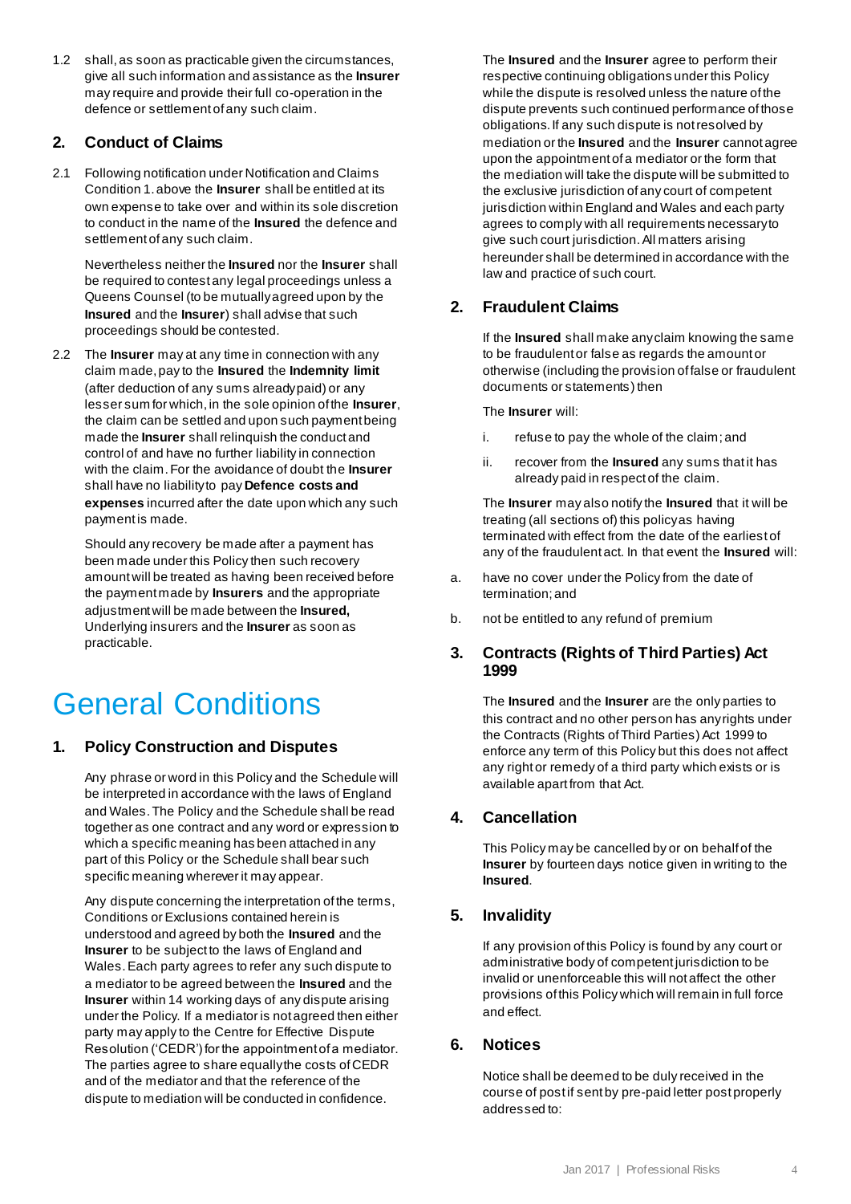1.2 shall, as soon as practicable given the circumstances, give all such information and assistance as the **Insurer** may require and provide their full co-operation in the defence or settlement of any such claim.

### 2. Conduct of Claims

2.1 Following notification under Notification and Claims Condition 1. above the **Insurer** shall be entitled at its own expense to take over and within its sole discretion to conduct in the name of the **Insured** the defence and settlement of any such claim.

Nevertheless neither the **Insured** nor the **Insurer** shall be required to contest any legal proceedings unless a Queens Counsel (to be mutually agreed upon by the **Insured** and the **Insurer**) shall advise that such proceedings should be contested.

2.2 The **Insurer** may at any time in connection with any claim made, pay to the **Insured** the **Indemnity limit** (after deduction of any sums already paid) or any lesser sum for which, in the sole opinion of the **Insurer**, the claim can be settled and upon such payment being made the **Insurer** shall relinquish the conduct and control of and have no further liability in connection with the claim. For the avoidance of doubt the **Insurer** shall have no liability to pay **Defence costs and expenses** incurred after the date upon which any such payment is made.

Should any recovery be made after a payment has been made under this Policy then such recovery amount will be treated as having been received before the payment made by **Insurers** and the appropriate adjustment will be made between the **Insured,** Underlying insurers and the **Insurer** as soon as practicable.

# General Conditions

### 1. Policy Construction and Disputes

Any phrase or word in this Policy and the Schedule will be interpreted in accordance with the laws of England and Wales. The Policy and the Schedule shall be read together as one contract and any word or expression to which a specific meaning has been attached in any part of this Policy or the Schedule shall bear such specific meaning wherever it may appear.

Any dispute concerning the interpretation of the terms, Conditions or Exclusions contained herein is understood and agreed by both the **Insured** and the **Insurer** to be subject to the laws of England and Wales. Each party agrees to refer any such dispute to a mediator to be agreed between the **Insured** and the **Insurer** within 14 working days of any dispute arising under the Policy. If a mediator is not agreed then either party may apply to the Centre for Effective Dispute Resolution ('CEDR') for the appointment of a mediator. The parties agree to share equally the costs of CEDR and of the mediator and that the reference of the dispute to mediation will be conducted in confidence.

The **Insured** and the **Insurer** agree to perform their respective continuing obligations under this Policy while the dispute is resolved unless the nature of the dispute prevents such continued performance of those obligations. If any such dispute is not resolved by mediation or the **Insured** and the **Insurer** cannot agree upon the appointment of a mediator or the form that the mediation will take the dispute will be submitted to the exclusive jurisdiction of any court of competent jurisdiction within England and Wales and each party agrees to comply with all requirements necessary to give such court jurisdiction. All matters arising hereunder shall be determined in accordance with the law and practice of such court.

### 2. Fraudulent Claims

If the **Insured** shall make any claim knowing the same to be fraudulent or false as regards the amount or otherwise (including the provision of false or fraudulent documents or statements) then

The **Insurer** will:

i. refuse to pay the whole of the claim; and

ii. recover from the **Insured** any sums that it has already paid in respect of the claim.

The **Insurer** may also notify the **Insured** that it will be treating (all sections of) this policy as having terminated with effect from the date of the earliest of any of the fraudulent act. In that event the **Insured** will:

a. have no cover under the Policy from the date of termination; and

b. not be entitled to any refund of premium

### 3. Contracts (Rights of Third Parties) Act 1999

The **Insured** and the **Insurer** are the only parties to this contract and no other person has any rights under the Contracts (Rights of Third Parties) Act 1999 to enforce any term of this Policy but this does not affect any right or remedy of a third party which exists or is available apart from that Act.

### 4. Cancellation

This Policy may be cancelled by or on behalf of the **Insurer** by fourteen days notice given in writing to the **Insured**.

### 5. Invalidity

If any provision of this Policy is found by any court or administrative body of competent jurisdiction to be invalid or unenforceable this will not affect the other provisions of this Policy which will remain in full force and effect.

### 6. Notices

Notice shall be deemed to be duly received in the course of post if sent by pre-paid letter post properly addressed to: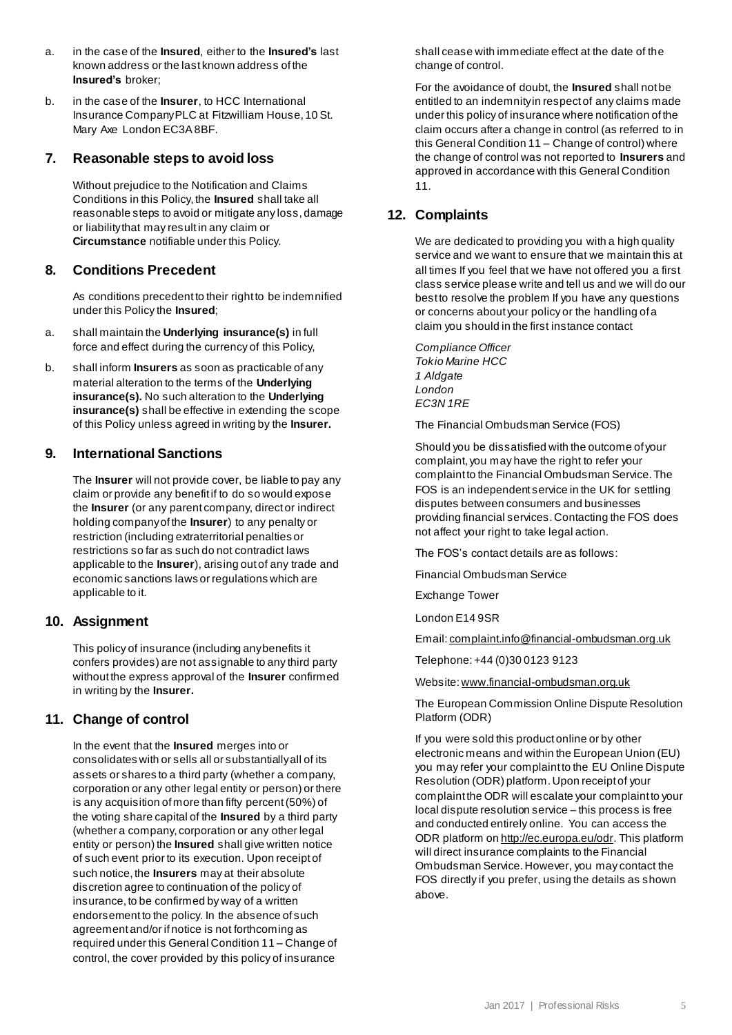a. in the case of the **Insured**, either to the **Insured's** last known address or the last known address of the **Insured's** broker;

b. in the case of the **Insurer**, to HCC International Insurance Company PLC at Fitzwilliam House, 10 St. Mary Axe London EC3A 8BF.

## 7. Reasonable steps to avoid loss

Without prejudice to the Notification and Claims Conditions in this Policy, the **Insured** shall take all reasonable steps to avoid or mitigate any loss, damage or liability that may result in any claim or **Circumstance** notifiable under this Policy.

## 8. Conditions Precedent

As conditions precedent to their right to be indemnified under this Policy the **Insured**;

a. shall maintain the **Underlying insurance(s)** in full force and effect during the currency of this Policy,

b. shall inform **Insurers** as soon as practicable of any material alteration to the terms of the **Underlying insurance(s).** No such alteration to the **Underlying insurance(s)** shall be effective in extending the scope of this Policy unless agreed in writing by the **Insurer.**

## 9. International Sanctions

The **Insurer** will not provide cover, be liable to pay any claim or provide any benefit if to do so would expose the **Insurer** (or any parent company, direct or indirect holding company of the **Insurer**) to any penalty or restriction (including extraterritorial penalties or restrictions so far as such do not contradict laws applicable to the **Insurer**), arising out of any trade and economic sanctions laws or regulations which are applicable to it.

## 10. Assignment

This policy of insurance (including any benefits it confers provides) are not assignable to any third party without the express approval of the **Insurer** confirmed in writing by the **Insurer.**

## 11. Change of control

In the event that the **Insured** merges into or consolidates with or sells all or substantially all of its assets or shares to a third party (whether a company, corporation or any other legal entity or person) or there is any acquisition of more than fifty percent (50%) of the voting share capital of the **Insured** by a third party (whether a company, corporation or any other legal entity or person) the **Insured** shall give written notice of such event prior to its execution. Upon receipt of such notice, the **Insurers** may at their absolute discretion agree to continuation of the policy of insurance, to be confirmed by way of a written endorsement to the policy. In the absence of such agreement and/or if notice is not forthcoming as required under this General Condition 11 – Change of control, the cover provided by this policy of insurance shall cease with immediate effect at the date of the change of control.

For the avoidance of doubt, the **Insured** shall not be entitled to an indemnity in respect of any claims made under this policy of insurance where notification of the claim occurs after a change in control (as referred to in this General Condition 11 – Change of control) where the change of control was not reported to **Insurers** and approved in accordance with this General Condition 11.

## 12. Complaints

We are dedicated to providing you with a high quality service and we want to ensure that we maintain this at all times If you feel that we have not offered you a first class service please write and tell us and we will do our best to resolve the problem If you have any questions or concerns about your policy or the handling of a claim you should in the first instance contact

*Compliance Officer*
*Tokio Marine HCC*
*1 Aldgate*
*London*
*EC3N 1RE*

The Financial Ombudsman Service (FOS)

Should you be dissatisfied with the outcome of your complaint, you may have the right to refer your complaint to the Financial Ombudsman Service. The FOS is an independent service in the UK for settling disputes between consumers and businesses providing financial services. Contacting the FOS does not affect your right to take legal action.

The FOS's contact details are as follows:

Financial Ombudsman Service

Exchange Tower

London E14 9SR

Email: complaint.info@financial-ombudsman.org.uk

Telephone: +44 (0)30 0123 9123

Website: www.financial-ombudsman.org.uk

The European Commission Online Dispute Resolution Platform (ODR)

If you were sold this product online or by other electronic means and within the European Union (EU) you may refer your complaint to the EU Online Dispute Resolution (ODR) platform. Upon receipt of your complaint the ODR will escalate your complaint to your local dispute resolution service – this process is free and conducted entirely online. You can access the ODR platform on http://ec.europa.eu/odr. This platform will direct insurance complaints to the Financial Ombudsman Service. However, you may contact the FOS directly if you prefer, using the details as shown above.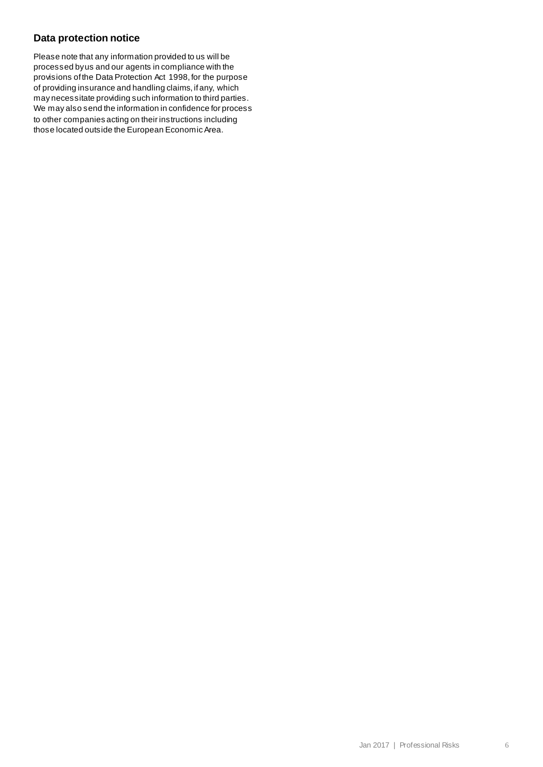## Data protection notice

Please note that any information provided to us will be processed by us and our agents in compliance with the provisions of the Data Protection Act 1998, for the purpose of providing insurance and handling claims, if any, which may necessitate providing such information to third parties. We may also send the information in confidence for process to other companies acting on their instructions including those located outside the European Economic Area.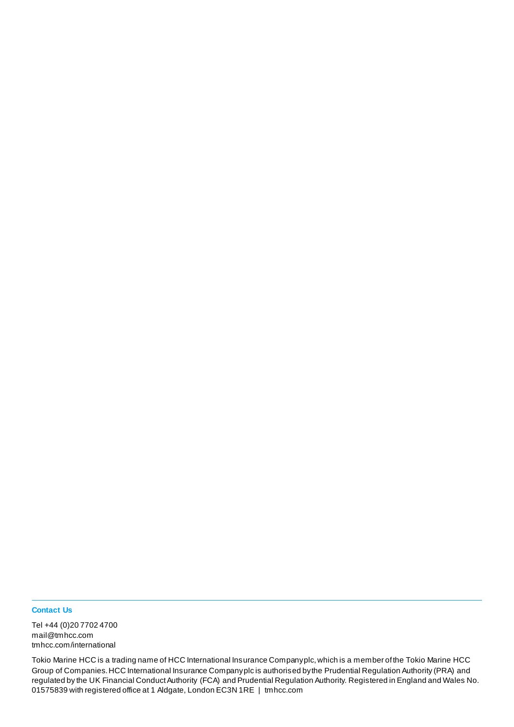**Contact Us**

Tel +44 (0)20 7702 4700
mail@tmhcc.com
tmhcc.com/international

Tokio Marine HCC is a trading name of HCC International Insurance Company plc, which is a member of the Tokio Marine HCC Group of Companies. HCC International Insurance Company plc is authorised by the Prudential Regulation Authority (PRA) and regulated by the UK Financial Conduct Authority (FCA) and Prudential Regulation Authority. Registered in England and Wales No. 01575839 with registered office at 1 Aldgate, London EC3N 1RE | tmhcc.com